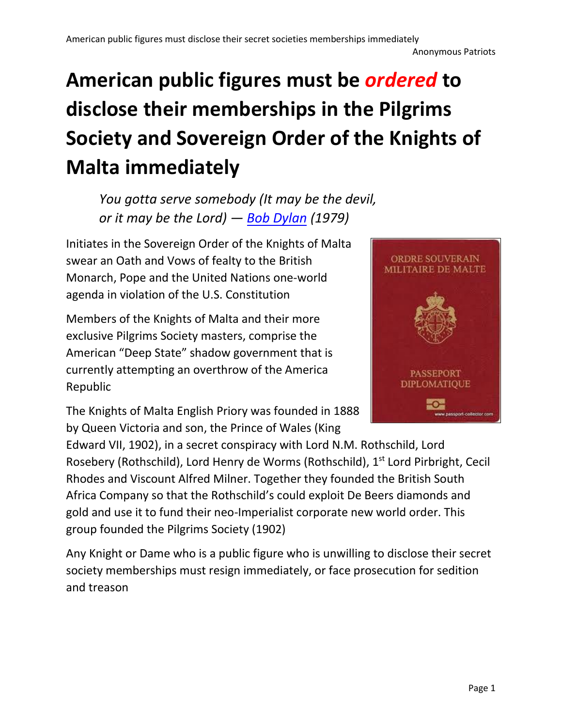# American public figures must be *ordered* to disclose their memberships in the Pilgrims Society and Sovereign Order of the Knights of Malta immediately

> *You gotta serve somebody (It may be the devil, or it may be the Lord) — Bob Dylan (1979)*

Initiates in the Sovereign Order of the Knights of Malta swear an Oath and Vows of fealty to the British Monarch, Pope and the United Nations one-world agenda in violation of the U.S. Constitution

Members of the Knights of Malta and their more exclusive Pilgrims Society masters, comprise the American "Deep State" shadow government that is currently attempting an overthrow of the America Republic

The Knights of Malta English Priory was founded in 1888 by Queen Victoria and son, the Prince of Wales (King Edward VII, 1902), in a secret conspiracy with Lord N.M. Rothschild, Lord Rosebery (Rothschild), Lord Henry de Worms (Rothschild), 1st Lord Pirbright, Cecil Rhodes and Viscount Alfred Milner. Together they founded the British South Africa Company so that the Rothschild's could exploit De Beers diamonds and gold and use it to fund their neo-Imperialist corporate new world order. This group founded the Pilgrims Society (1902)

Any Knight or Dame who is a public figure who is unwilling to disclose their secret society memberships must resign immediately, or face prosecution for sedition and treason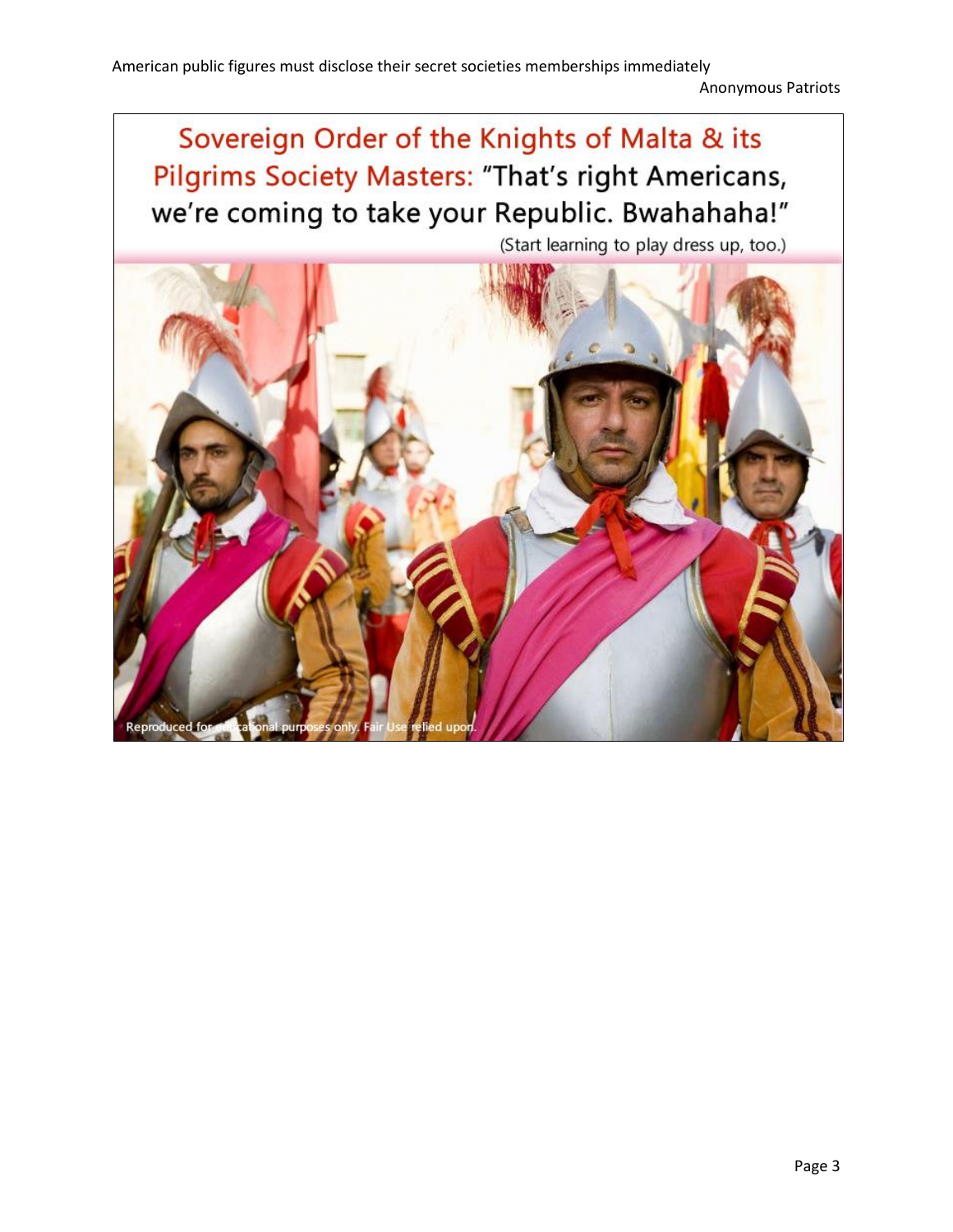Sovereign Order of the Knights of Malta & its Pilgrims Society Masters: "That's right Americans, we're coming to take your Republic. Bwahahaha!"

(Start learning to play dress up, too.)

Reproduced for educational purposes only. Fair Use relied upon.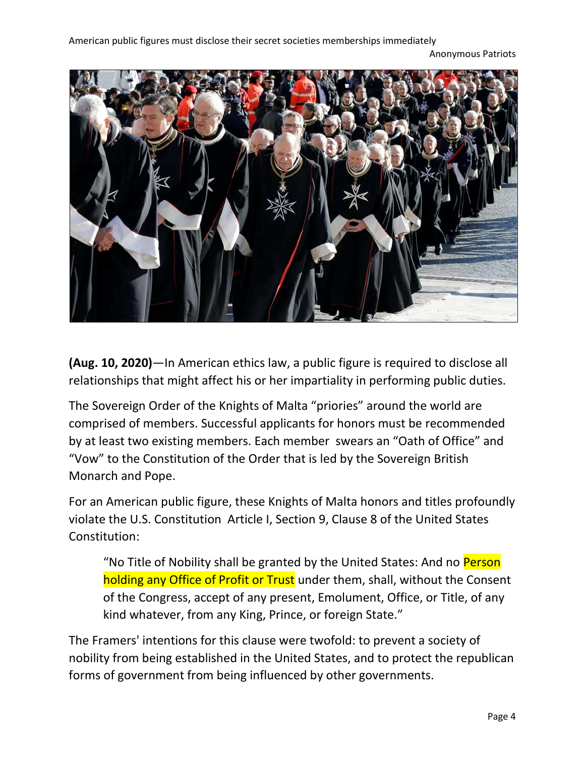**(Aug. 10, 2020)**—In American ethics law, a public figure is required to disclose all relationships that might affect his or her impartiality in performing public duties.

The Sovereign Order of the Knights of Malta "priories" around the world are comprised of members. Successful applicants for honors must be recommended by at least two existing members. Each member swears an "Oath of Office" and "Vow" to the Constitution of the Order that is led by the Sovereign British Monarch and Pope.

For an American public figure, these Knights of Malta honors and titles profoundly violate the U.S. Constitution Article I, Section 9, Clause 8 of the United States Constitution:

> "No Title of Nobility shall be granted by the United States: And no Person holding any Office of Profit or Trust under them, shall, without the Consent of the Congress, accept of any present, Emolument, Office, or Title, of any kind whatever, from any King, Prince, or foreign State."

The Framers' intentions for this clause were twofold: to prevent a society of nobility from being established in the United States, and to protect the republican forms of government from being influenced by other governments.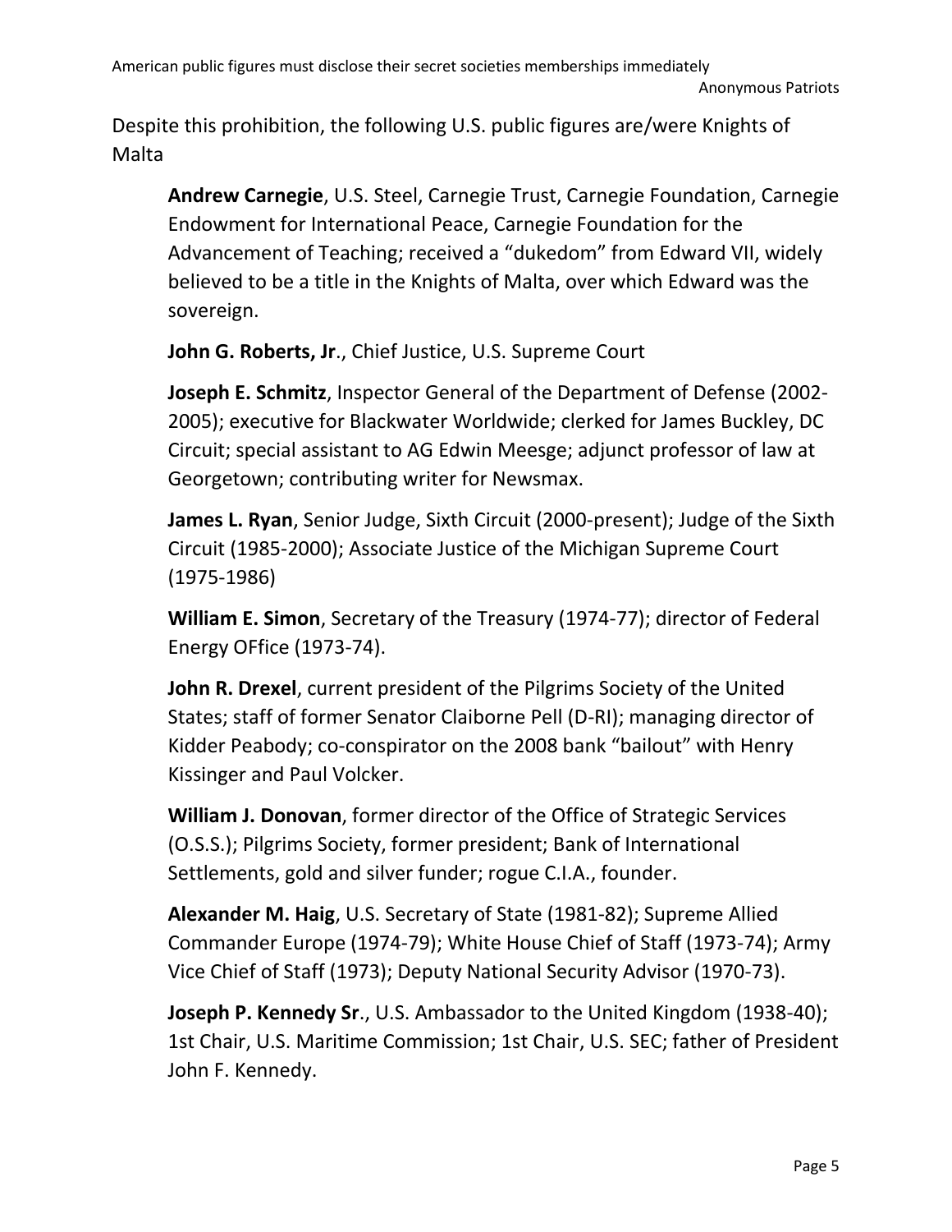Despite this prohibition, the following U.S. public figures are/were Knights of Malta

**Andrew Carnegie**, U.S. Steel, Carnegie Trust, Carnegie Foundation, Carnegie Endowment for International Peace, Carnegie Foundation for the Advancement of Teaching; received a "dukedom" from Edward VII, widely believed to be a title in the Knights of Malta, over which Edward was the sovereign.

**John G. Roberts, Jr**., Chief Justice, U.S. Supreme Court

**Joseph E. Schmitz**, Inspector General of the Department of Defense (2002-2005); executive for Blackwater Worldwide; clerked for James Buckley, DC Circuit; special assistant to AG Edwin Meesge; adjunct professor of law at Georgetown; contributing writer for Newsmax.

**James L. Ryan**, Senior Judge, Sixth Circuit (2000-present); Judge of the Sixth Circuit (1985-2000); Associate Justice of the Michigan Supreme Court (1975-1986)

**William E. Simon**, Secretary of the Treasury (1974-77); director of Federal Energy OFfice (1973-74).

**John R. Drexel**, current president of the Pilgrims Society of the United States; staff of former Senator Claiborne Pell (D-RI); managing director of Kidder Peabody; co-conspirator on the 2008 bank "bailout" with Henry Kissinger and Paul Volcker.

**William J. Donovan**, former director of the Office of Strategic Services (O.S.S.); Pilgrims Society, former president; Bank of International Settlements, gold and silver funder; rogue C.I.A., founder.

**Alexander M. Haig**, U.S. Secretary of State (1981-82); Supreme Allied Commander Europe (1974-79); White House Chief of Staff (1973-74); Army Vice Chief of Staff (1973); Deputy National Security Advisor (1970-73).

**Joseph P. Kennedy Sr**., U.S. Ambassador to the United Kingdom (1938-40); 1st Chair, U.S. Maritime Commission; 1st Chair, U.S. SEC; father of President John F. Kennedy.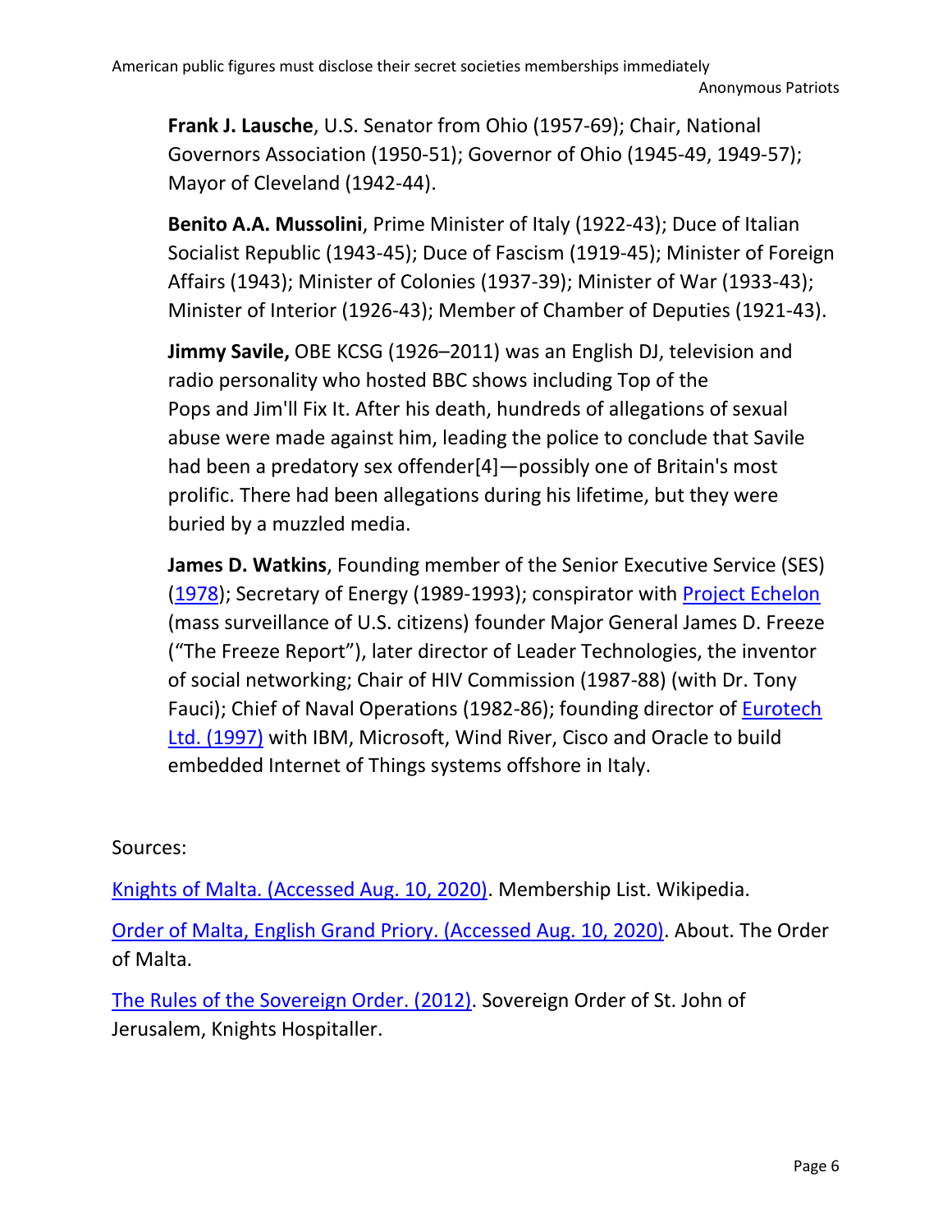**Frank J. Lausche**, U.S. Senator from Ohio (1957-69); Chair, National Governors Association (1950-51); Governor of Ohio (1945-49, 1949-57); Mayor of Cleveland (1942-44).

**Benito A.A. Mussolini**, Prime Minister of Italy (1922-43); Duce of Italian Socialist Republic (1943-45); Duce of Fascism (1919-45); Minister of Foreign Affairs (1943); Minister of Colonies (1937-39); Minister of War (1933-43); Minister of Interior (1926-43); Member of Chamber of Deputies (1921-43).

**Jimmy Savile,** OBE KCSG (1926–2011) was an English DJ, television and radio personality who hosted BBC shows including Top of the Pops and Jim'll Fix It. After his death, hundreds of allegations of sexual abuse were made against him, leading the police to conclude that Savile had been a predatory sex offender[4]—possibly one of Britain's most prolific. There had been allegations during his lifetime, but they were buried by a muzzled media.

**James D. Watkins**, Founding member of the Senior Executive Service (SES) (1978); Secretary of Energy (1989-1993); conspirator with Project Echelon (mass surveillance of U.S. citizens) founder Major General James D. Freeze ("The Freeze Report"), later director of Leader Technologies, the inventor of social networking; Chair of HIV Commission (1987-88) (with Dr. Tony Fauci); Chief of Naval Operations (1982-86); founding director of Eurotech Ltd. (1997) with IBM, Microsoft, Wind River, Cisco and Oracle to build embedded Internet of Things systems offshore in Italy.

Sources:

Knights of Malta. (Accessed Aug. 10, 2020). Membership List. Wikipedia.

Order of Malta, English Grand Priory. (Accessed Aug. 10, 2020). About. The Order of Malta.

The Rules of the Sovereign Order. (2012). Sovereign Order of St. John of Jerusalem, Knights Hospitaller.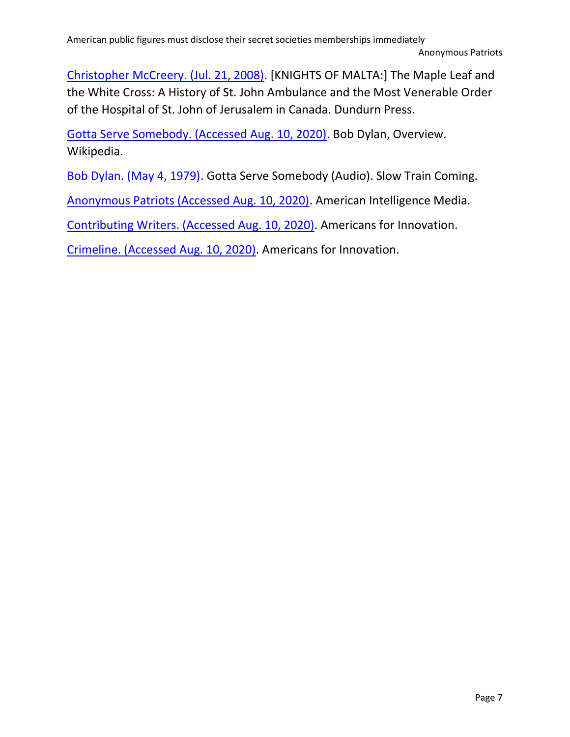Christopher McCreery. (Jul. 21, 2008). [KNIGHTS OF MALTA:] The Maple Leaf and the White Cross: A History of St. John Ambulance and the Most Venerable Order of the Hospital of St. John of Jerusalem in Canada. Dundurn Press.

Gotta Serve Somebody. (Accessed Aug. 10, 2020). Bob Dylan, Overview. Wikipedia.

Bob Dylan. (May 4, 1979). Gotta Serve Somebody (Audio). Slow Train Coming.

Anonymous Patriots (Accessed Aug. 10, 2020). American Intelligence Media.

Contributing Writers. (Accessed Aug. 10, 2020). Americans for Innovation.

Crimeline. (Accessed Aug. 10, 2020). Americans for Innovation.